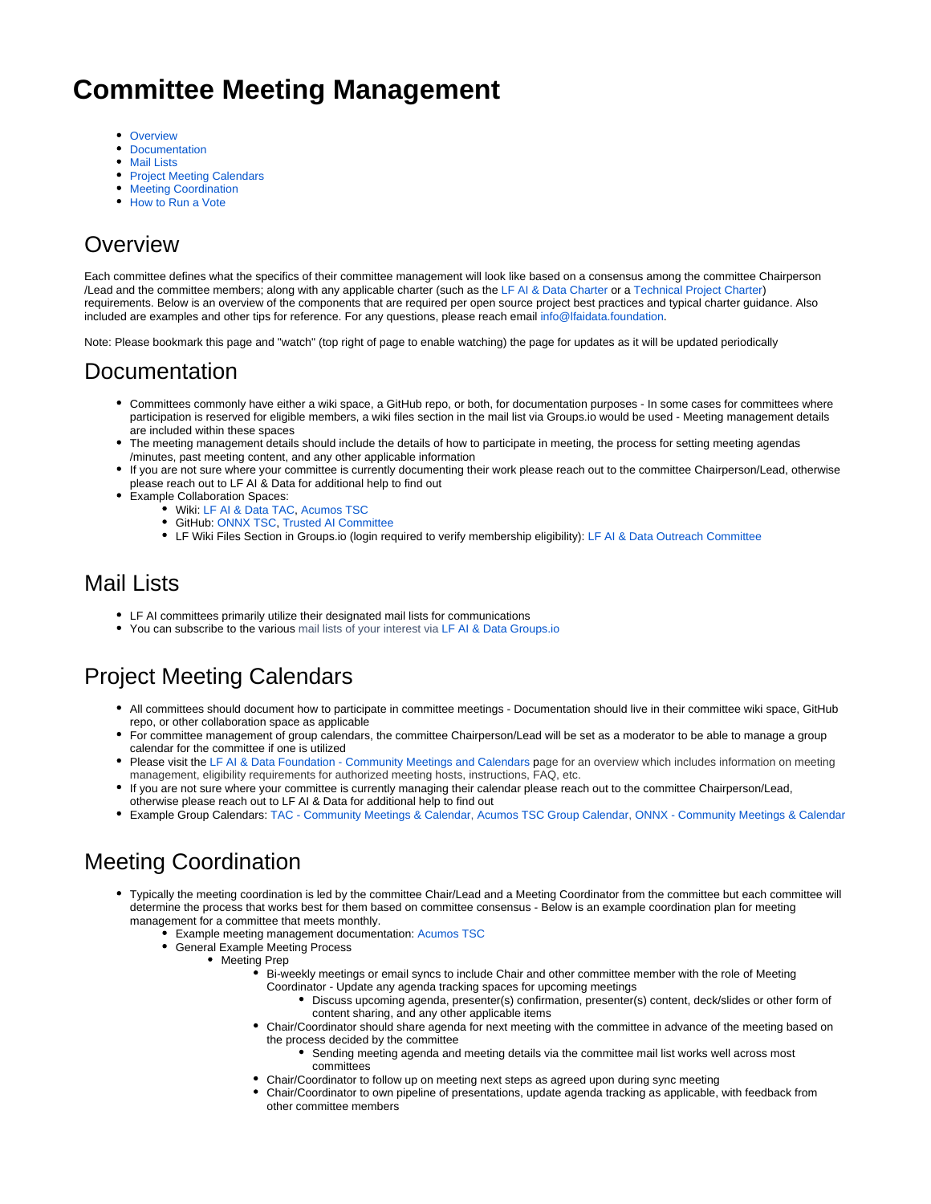# Committee Meeting Management

- Overview
- Documentation
- Mail Lists
- Project Meeting Calendars
- Meeting Coordination
- How to Run a Vote

## Overview

Each committee defines what the specifics of their committee management will look like based on a consensus among the committee Chairperson /Lead and the committee members; along with any applicable charter (such as the LF AI & Data Charter or a Technical Project Charter) requirements. Below is an overview of the components that are required per open source project best practices and typical charter guidance. Also included are examples and other tips for reference. For any questions, please reach email info@lfaidata.foundation.

Note: Please bookmark this page and "watch" (top right of page to enable watching) the page for updates as it will be updated periodically

## Documentation

- Committees commonly have either a wiki space, a GitHub repo, or both, for documentation purposes - In some cases for committees where participation is reserved for eligible members, a wiki files section in the mail list via Groups.io would be used - Meeting management details are included within these spaces
- The meeting management details should include the details of how to participate in meeting, the process for setting meeting agendas /minutes, past meeting content, and any other applicable information
- If you are not sure where your committee is currently documenting their work please reach out to the committee Chairperson/Lead, otherwise please reach out to LF AI & Data for additional help to find out
- Example Collaboration Spaces:
  - Wiki: LF AI & Data TAC, Acumos TSC
  - GitHub: ONNX TSC, Trusted AI Committee
  - LF Wiki Files Section in Groups.io (login required to verify membership eligibility): LF AI & Data Outreach Committee

## Mail Lists

- LF AI committees primarily utilize their designated mail lists for communications
- You can subscribe to the various mail lists of your interest via LF AI & Data Groups.io

## Project Meeting Calendars

- All committees should document how to participate in committee meetings - Documentation should live in their committee wiki space, GitHub repo, or other collaboration space as applicable
- For committee management of group calendars, the committee Chairperson/Lead will be set as a moderator to be able to manage a group calendar for the committee if one is utilized
- Please visit the LF AI & Data Foundation - Community Meetings and Calendars page for an overview which includes information on meeting management, eligibility requirements for authorized meeting hosts, instructions, FAQ, etc.
- If you are not sure where your committee is currently managing their calendar please reach out to the committee Chairperson/Lead, otherwise please reach out to LF AI & Data for additional help to find out
- Example Group Calendars: TAC - Community Meetings & Calendar, Acumos TSC Group Calendar, ONNX - Community Meetings & Calendar

## Meeting Coordination

- Typically the meeting coordination is led by the committee Chair/Lead and a Meeting Coordinator from the committee but each committee will determine the process that works best for them based on committee consensus - Below is an example coordination plan for meeting management for a committee that meets monthly.
  - Example meeting management documentation: Acumos TSC
  - General Example Meeting Process
    - Meeting Prep
      - Bi-weekly meetings or email syncs to include Chair and other committee member with the role of Meeting Coordinator - Update any agenda tracking spaces for upcoming meetings
        - Discuss upcoming agenda, presenter(s) confirmation, presenter(s) content, deck/slides or other form of content sharing, and any other applicable items
      - Chair/Coordinator should share agenda for next meeting with the committee in advance of the meeting based on the process decided by the committee
        - Sending meeting agenda and meeting details via the committee mail list works well across most committees
      - Chair/Coordinator to follow up on meeting next steps as agreed upon during sync meeting
      - Chair/Coordinator to own pipeline of presentations, update agenda tracking as applicable, with feedback from other committee members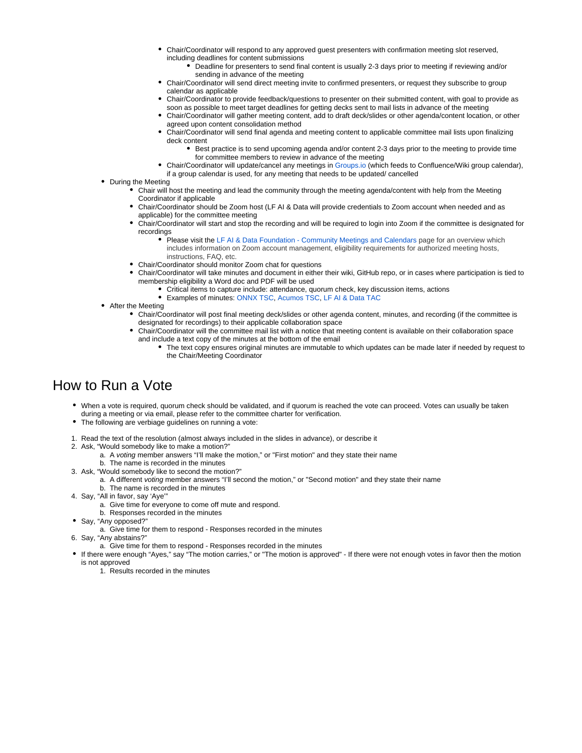- Chair/Coordinator will respond to any approved guest presenters with confirmation meeting slot reserved, including deadlines for content submissions
        - Deadline for presenters to send final content is usually 2-3 days prior to meeting if reviewing and/or sending in advance of the meeting
    - Chair/Coordinator will send direct meeting invite to confirmed presenters, or request they subscribe to group calendar as applicable
    - Chair/Coordinator to provide feedback/questions to presenter on their submitted content, with goal to provide as soon as possible to meet target deadlines for getting decks sent to mail lists in advance of the meeting
    - Chair/Coordinator will gather meeting content, add to draft deck/slides or other agenda/content location, or other agreed upon content consolidation method
    - Chair/Coordinator will send final agenda and meeting content to applicable committee mail lists upon finalizing deck content
        - Best practice is to send upcoming agenda and/or content 2-3 days prior to the meeting to provide time for committee members to review in advance of the meeting
    - Chair/Coordinator will update/cancel any meetings in Groups.io (which feeds to Confluence/Wiki group calendar), if a group calendar is used, for any meeting that needs to be updated/ cancelled
- During the Meeting
    - Chair will host the meeting and lead the community through the meeting agenda/content with help from the Meeting Coordinator if applicable
    - Chair/Coordinator should be Zoom host (LF AI & Data will provide credentials to Zoom account when needed and as applicable) for the committee meeting
    - Chair/Coordinator will start and stop the recording and will be required to login into Zoom if the committee is designated for recordings
        - Please visit the LF AI & Data Foundation - Community Meetings and Calendars page for an overview which includes information on Zoom account management, eligibility requirements for authorized meeting hosts, instructions, FAQ, etc.
    - Chair/Coordinator should monitor Zoom chat for questions
    - Chair/Coordinator will take minutes and document in either their wiki, GitHub repo, or in cases where participation is tied to membership eligibility a Word doc and PDF will be used
        - Critical items to capture include: attendance, quorum check, key discussion items, actions
        - Examples of minutes: ONNX TSC, Acumos TSC, LF AI & Data TAC
- After the Meeting
    - Chair/Coordinator will post final meeting deck/slides or other agenda content, minutes, and recording (if the committee is designated for recordings) to their applicable collaboration space
    - Chair/Coordinator will the committee mail list with a notice that meeting content is available on their collaboration space and include a text copy of the minutes at the bottom of the email
        - The text copy ensures original minutes are immutable to which updates can be made later if needed by request to the Chair/Meeting Coordinator

# How to Run a Vote

- When a vote is required, quorum check should be validated, and if quorum is reached the vote can proceed. Votes can usually be taken during a meeting or via email, please refer to the committee charter for verification.
- The following are verbiage guidelines on running a vote:

1. Read the text of the resolution (almost always included in the slides in advance), or describe it
2. Ask, "Would somebody like to make a motion?"
    a. A *voting* member answers "I'll make the motion," or "First motion" and they state their name
    b. The name is recorded in the minutes
3. Ask, "Would somebody like to second the motion?"
    a. A different *voting* member answers "I'll second the motion," or "Second motion" and they state their name
    b. The name is recorded in the minutes
4. Say, "All in favor, say 'Aye'"
    a. Give time for everyone to come off mute and respond.
    b. Responses recorded in the minutes

- Say, "Any opposed?"
    a. Give time for them to respond - Responses recorded in the minutes

6. Say, "Any abstains?"
    a. Give time for them to respond - Responses recorded in the minutes

- If there were enough "Ayes," say "The motion carries," or "The motion is approved" - If there were not enough votes in favor then the motion is not approved
    1. Results recorded in the minutes